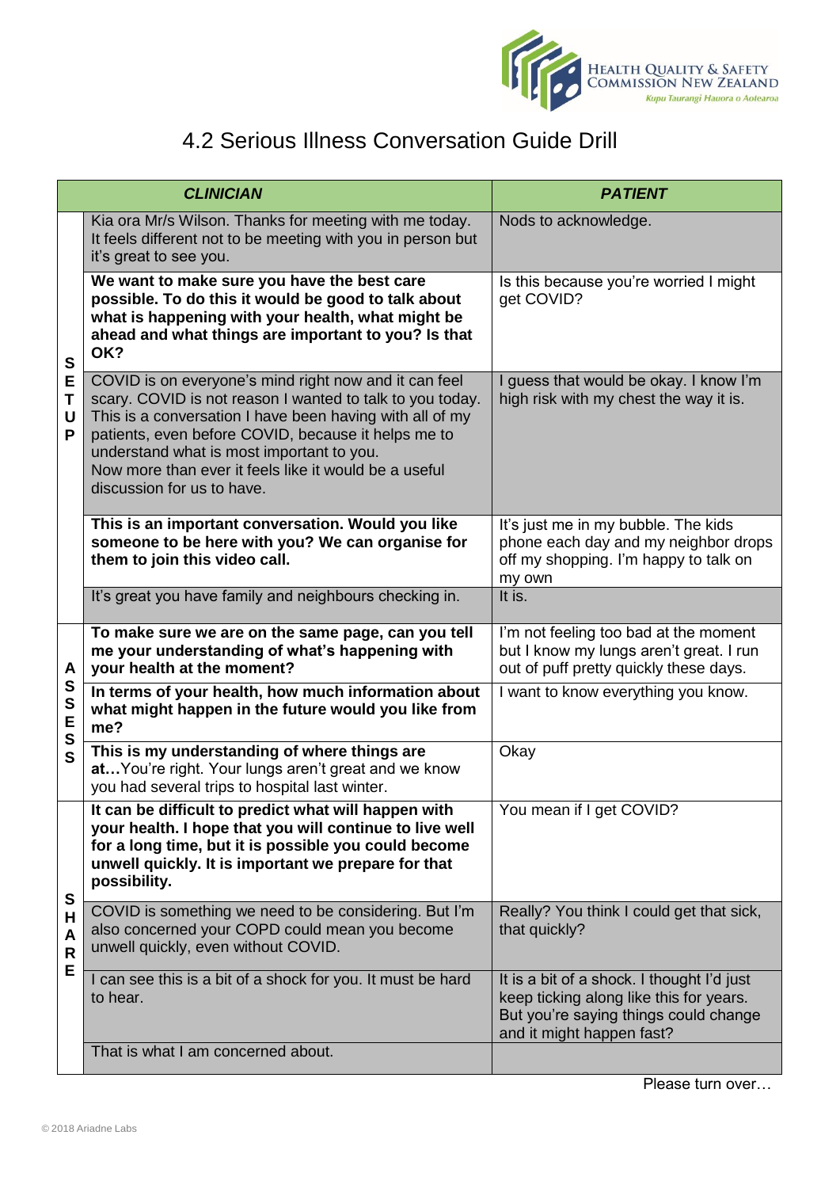# 4.2 Serious Illness Conversation Guide Drill

| | ***CLINICIAN*** | ***PATIENT*** |
|---|---|---|
| **SETUP** | Kia ora Mr/s Wilson. Thanks for meeting with me today. It feels different not to be meeting with you in person but it's great to see you. | Nods to acknowledge. |
| | **We want to make sure you have the best care possible. To do this it would be good to talk about what is happening with your health, what might be ahead and what things are important to you? Is that OK?** | Is this because you're worried I might get COVID? |
| | COVID is on everyone's mind right now and it can feel scary. COVID is not reason I wanted to talk to you today. This is a conversation I have been having with all of my patients, even before COVID, because it helps me to understand what is most important to you. Now more than ever it feels like it would be a useful discussion for us to have. | I guess that would be okay. I know I'm high risk with my chest the way it is. |
| | **This is an important conversation. Would you like someone to be here with you? We can organise for them to join this video call.** | It's just me in my bubble. The kids phone each day and my neighbor drops off my shopping. I'm happy to talk on my own |
| | It's great you have family and neighbours checking in. | It is. |
| **ASSESS** | **To make sure we are on the same page, can you tell me your understanding of what's happening with your health at the moment?** | I'm not feeling too bad at the moment but I know my lungs aren't great. I run out of puff pretty quickly these days. |
| | **In terms of your health, how much information about what might happen in the future would you like from me?** | I want to know everything you know. |
| | **This is my understanding of where things are at…**You're right. Your lungs aren't great and we know you had several trips to hospital last winter. | Okay |
| **SHARE** | **It can be difficult to predict what will happen with your health. I hope that you will continue to live well for a long time, but it is possible you could become unwell quickly. It is important we prepare for that possibility.** | You mean if I get COVID? |
| | COVID is something we need to be considering. But I'm also concerned your COPD could mean you become unwell quickly, even without COVID. | Really? You think I could get that sick, that quickly? |
| | I can see this is a bit of a shock for you. It must be hard to hear. | It is a bit of a shock. I thought I'd just keep ticking along like this for years. But you're saying things could change and it might happen fast? |
| | That is what I am concerned about. | |

Please turn over…

© 2018 Ariadne Labs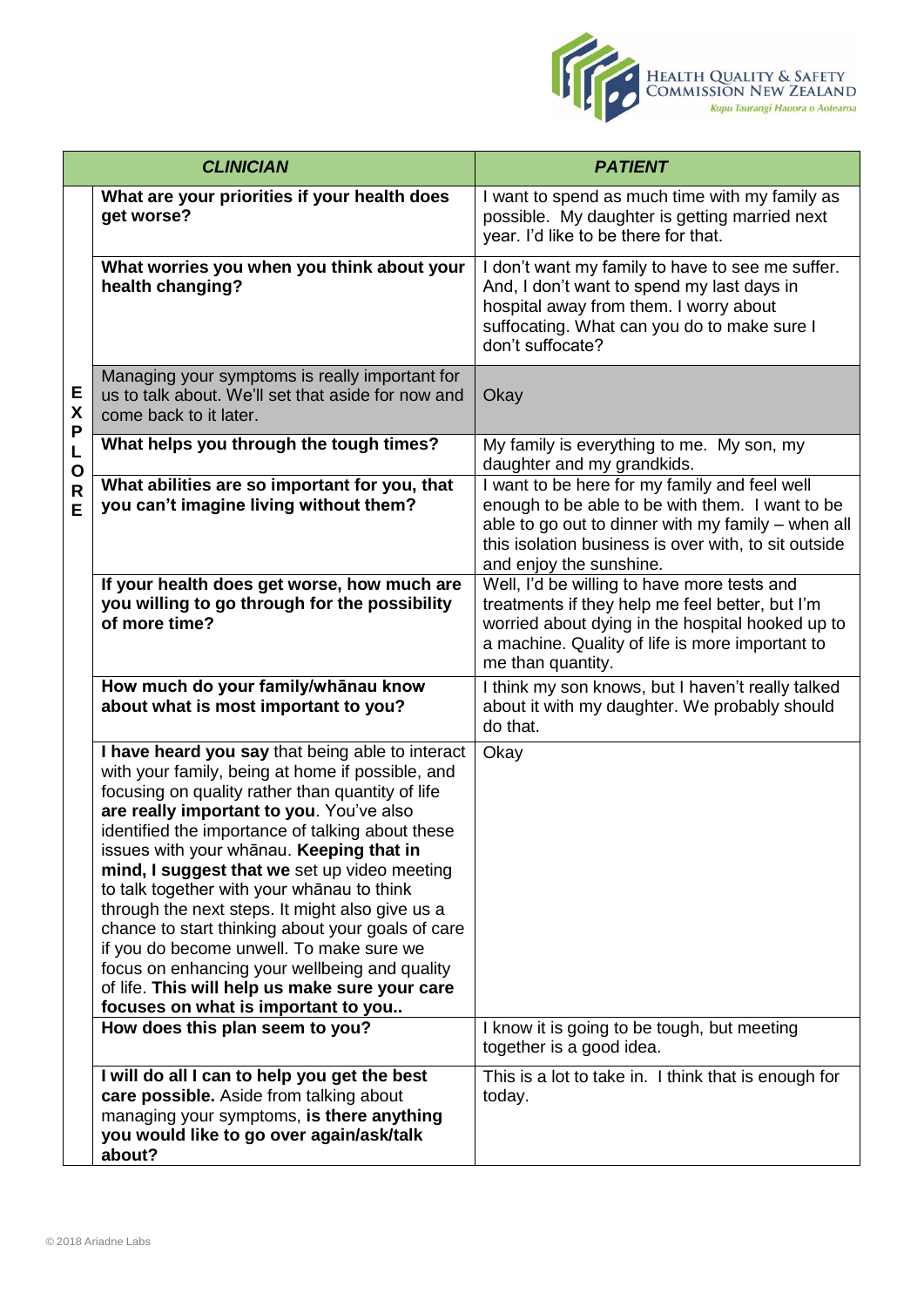| | *CLINICIAN* | *PATIENT* |
|---|---|---|
| EXPLORE | **What are your priorities if your health does get worse?** | I want to spend as much time with my family as possible. My daughter is getting married next year. I'd like to be there for that. |
| | **What worries you when you think about your health changing?** | I don't want my family to have to see me suffer. And, I don't want to spend my last days in hospital away from them. I worry about suffocating. What can you do to make sure I don't suffocate? |
| | Managing your symptoms is really important for us to talk about. We'll set that aside for now and come back to it later. | Okay |
| | **What helps you through the tough times?** | My family is everything to me. My son, my daughter and my grandkids. |
| | **What abilities are so important for you, that you can't imagine living without them?** | I want to be here for my family and feel well enough to be able to be with them. I want to be able to go out to dinner with my family – when all this isolation business is over with, to sit outside and enjoy the sunshine. |
| | **If your health does get worse, how much are you willing to go through for the possibility of more time?** | Well, I'd be willing to have more tests and treatments if they help me feel better, but I'm worried about dying in the hospital hooked up to a machine. Quality of life is more important to me than quantity. |
| | **How much do your family/whānau know about what is most important to you?** | I think my son knows, but I haven't really talked about it with my daughter. We probably should do that. |
| | **I have heard you say** that being able to interact with your family, being at home if possible, and focusing on quality rather than quantity of life **are really important to you**. You've also identified the importance of talking about these issues with your whānau. **Keeping that in mind, I suggest that we** set up video meeting to talk together with your whānau to think through the next steps. It might also give us a chance to start thinking about your goals of care if you do become unwell. To make sure we focus on enhancing your wellbeing and quality of life. **This will help us make sure your care focuses on what is important to you..** | Okay |
| | **How does this plan seem to you?** | I know it is going to be tough, but meeting together is a good idea. |
| | **I will do all I can to help you get the best care possible.** Aside from talking about managing your symptoms, **is there anything you would like to go over again/ask/talk about?** | This is a lot to take in. I think that is enough for today. |

© 2018 Ariadne Labs